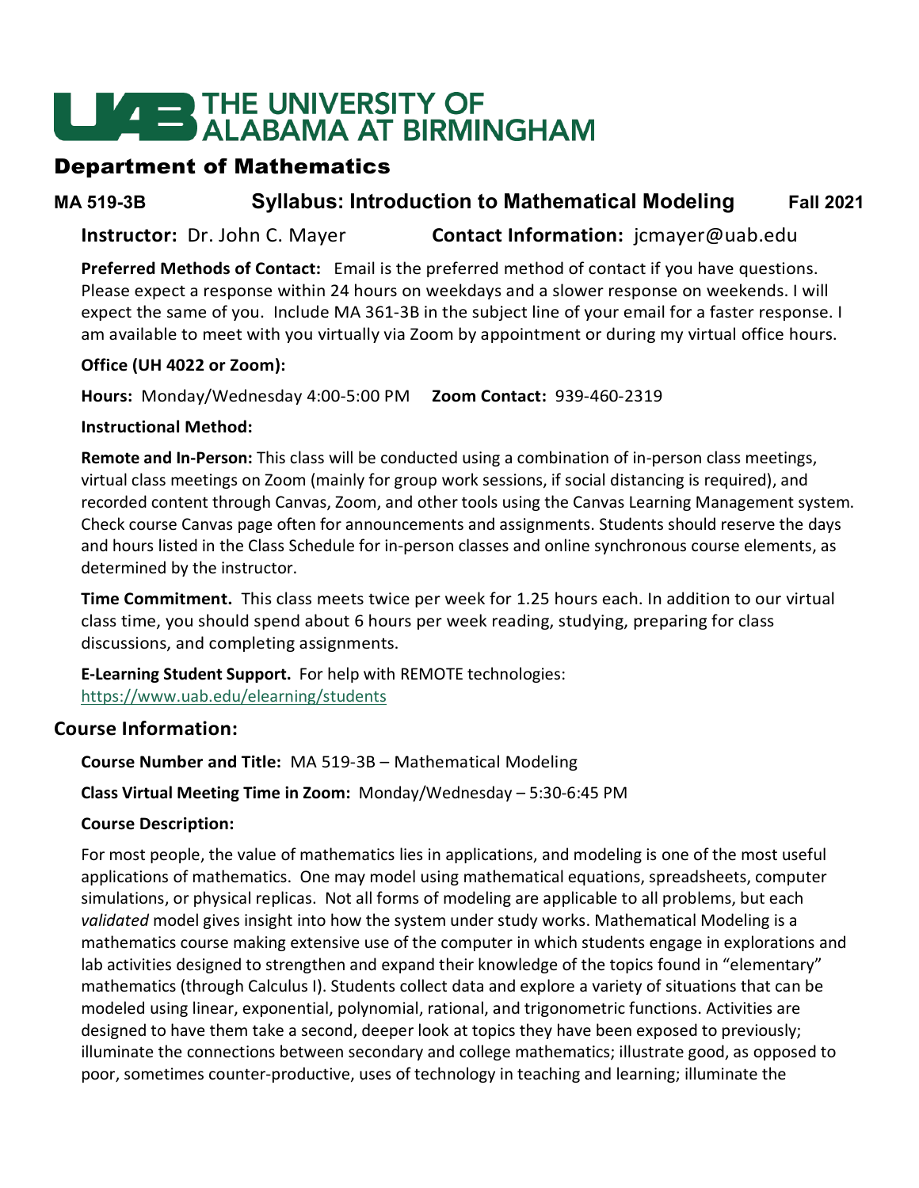# THE UNIVERSITY OF ALABAMA AT BIRMINGHAM

## Department of Mathematics

**MA 519-3B** **Syllabus: Introduction to Mathematical Modeling** **Fall 2021**

**Instructor:** Dr. John C. Mayer **Contact Information:** jcmayer@uab.edu

**Preferred Methods of Contact:** Email is the preferred method of contact if you have questions. Please expect a response within 24 hours on weekdays and a slower response on weekends. I will expect the same of you. Include MA 361-3B in the subject line of your email for a faster response. I am available to meet with you virtually via Zoom by appointment or during my virtual office hours.

**Office (UH 4022 or Zoom):**

**Hours:** Monday/Wednesday 4:00-5:00 PM **Zoom Contact:** 939-460-2319

**Instructional Method:**

**Remote and In-Person:** This class will be conducted using a combination of in-person class meetings, virtual class meetings on Zoom (mainly for group work sessions, if social distancing is required), and recorded content through Canvas, Zoom, and other tools using the Canvas Learning Management system. Check course Canvas page often for announcements and assignments. Students should reserve the days and hours listed in the Class Schedule for in-person classes and online synchronous course elements, as determined by the instructor.

**Time Commitment.** This class meets twice per week for 1.25 hours each. In addition to our virtual class time, you should spend about 6 hours per week reading, studying, preparing for class discussions, and completing assignments.

**E-Learning Student Support.** For help with REMOTE technologies: https://www.uab.edu/elearning/students

## Course Information:

**Course Number and Title:** MA 519-3B – Mathematical Modeling

**Class Virtual Meeting Time in Zoom:** Monday/Wednesday – 5:30-6:45 PM

**Course Description:**

For most people, the value of mathematics lies in applications, and modeling is one of the most useful applications of mathematics. One may model using mathematical equations, spreadsheets, computer simulations, or physical replicas. Not all forms of modeling are applicable to all problems, but each *validated* model gives insight into how the system under study works. Mathematical Modeling is a mathematics course making extensive use of the computer in which students engage in explorations and lab activities designed to strengthen and expand their knowledge of the topics found in "elementary" mathematics (through Calculus I). Students collect data and explore a variety of situations that can be modeled using linear, exponential, polynomial, rational, and trigonometric functions. Activities are designed to have them take a second, deeper look at topics they have been exposed to previously; illuminate the connections between secondary and college mathematics; illustrate good, as opposed to poor, sometimes counter-productive, uses of technology in teaching and learning; illuminate the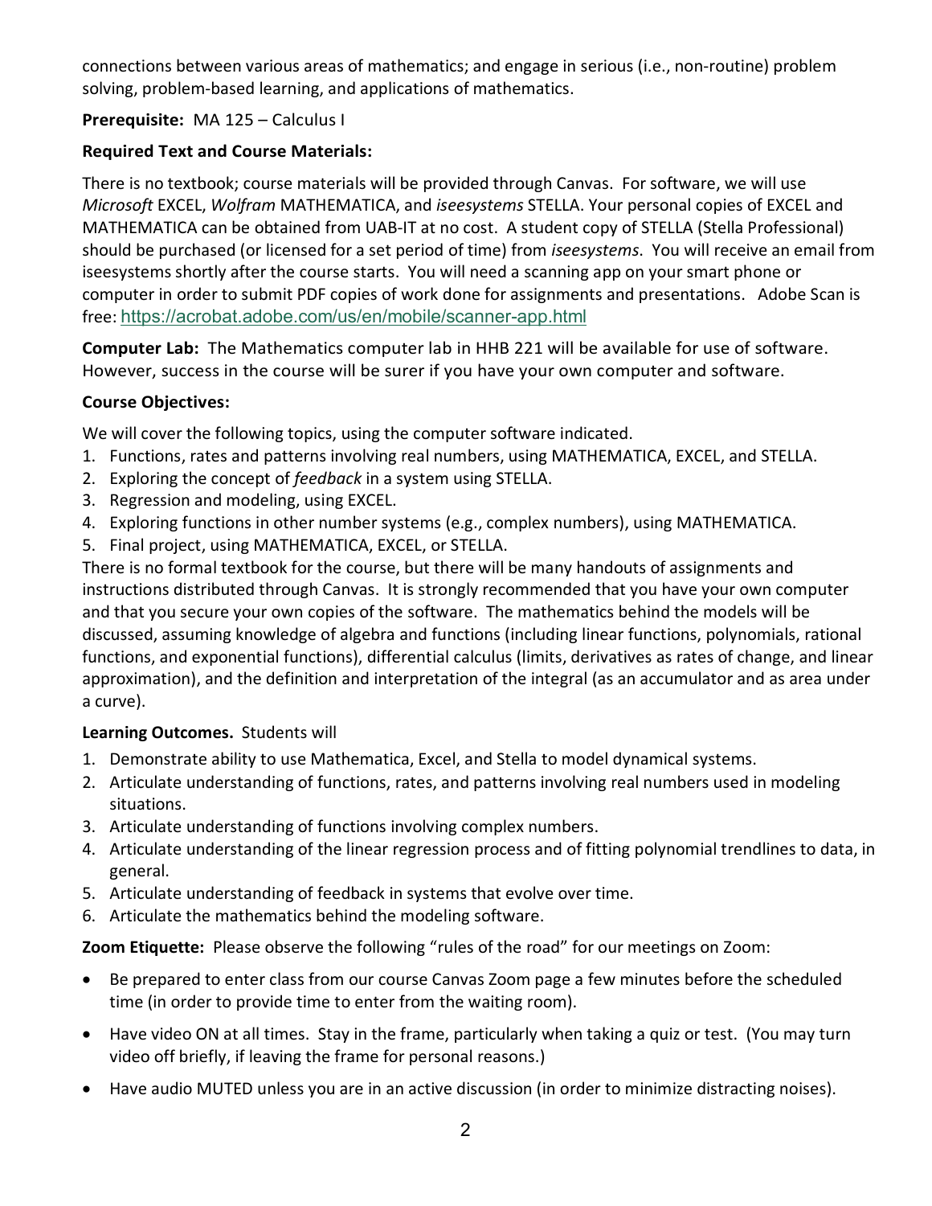connections between various areas of mathematics; and engage in serious (i.e., non-routine) problem solving, problem-based learning, and applications of mathematics.

**Prerequisite:** MA 125 – Calculus I

**Required Text and Course Materials:**

There is no textbook; course materials will be provided through Canvas. For software, we will use *Microsoft* EXCEL, *Wolfram* MATHEMATICA, and *iseesystems* STELLA. Your personal copies of EXCEL and MATHEMATICA can be obtained from UAB-IT at no cost. A student copy of STELLA (Stella Professional) should be purchased (or licensed for a set period of time) from *iseesystems*. You will receive an email from iseesystems shortly after the course starts. You will need a scanning app on your smart phone or computer in order to submit PDF copies of work done for assignments and presentations. Adobe Scan is free: https://acrobat.adobe.com/us/en/mobile/scanner-app.html

**Computer Lab:** The Mathematics computer lab in HHB 221 will be available for use of software. However, success in the course will be surer if you have your own computer and software.

**Course Objectives:**

We will cover the following topics, using the computer software indicated.

1. Functions, rates and patterns involving real numbers, using MATHEMATICA, EXCEL, and STELLA.
2. Exploring the concept of *feedback* in a system using STELLA.
3. Regression and modeling, using EXCEL.
4. Exploring functions in other number systems (e.g., complex numbers), using MATHEMATICA.
5. Final project, using MATHEMATICA, EXCEL, or STELLA.

There is no formal textbook for the course, but there will be many handouts of assignments and instructions distributed through Canvas. It is strongly recommended that you have your own computer and that you secure your own copies of the software. The mathematics behind the models will be discussed, assuming knowledge of algebra and functions (including linear functions, polynomials, rational functions, and exponential functions), differential calculus (limits, derivatives as rates of change, and linear approximation), and the definition and interpretation of the integral (as an accumulator and as area under a curve).

**Learning Outcomes.** Students will

1. Demonstrate ability to use Mathematica, Excel, and Stella to model dynamical systems.
2. Articulate understanding of functions, rates, and patterns involving real numbers used in modeling situations.
3. Articulate understanding of functions involving complex numbers.
4. Articulate understanding of the linear regression process and of fitting polynomial trendlines to data, in general.
5. Articulate understanding of feedback in systems that evolve over time.
6. Articulate the mathematics behind the modeling software.

**Zoom Etiquette:** Please observe the following "rules of the road" for our meetings on Zoom:

- Be prepared to enter class from our course Canvas Zoom page a few minutes before the scheduled time (in order to provide time to enter from the waiting room).
- Have video ON at all times. Stay in the frame, particularly when taking a quiz or test. (You may turn video off briefly, if leaving the frame for personal reasons.)
- Have audio MUTED unless you are in an active discussion (in order to minimize distracting noises).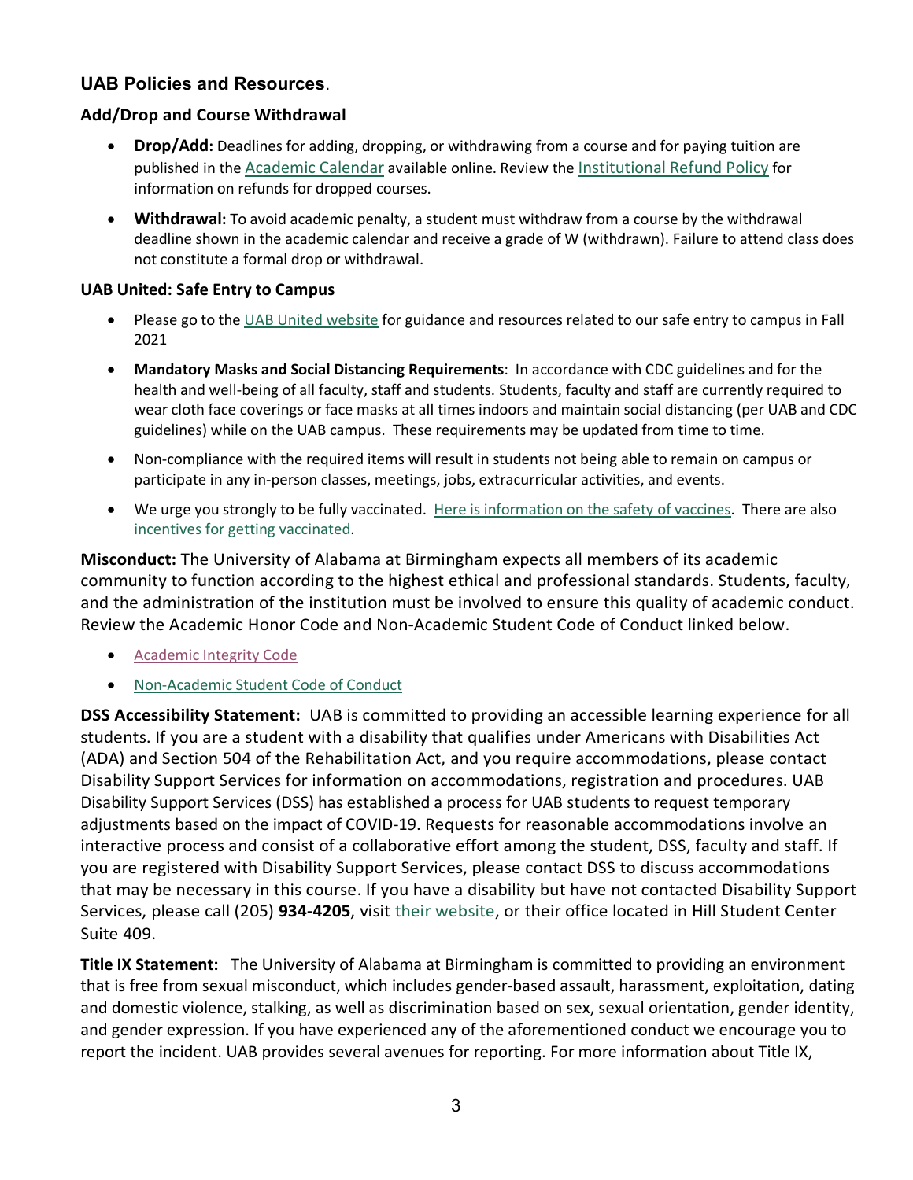## UAB Policies and Resources.

### Add/Drop and Course Withdrawal

- **Drop/Add:** Deadlines for adding, dropping, or withdrawing from a course and for paying tuition are published in the Academic Calendar available online. Review the Institutional Refund Policy for information on refunds for dropped courses.
- **Withdrawal:** To avoid academic penalty, a student must withdraw from a course by the withdrawal deadline shown in the academic calendar and receive a grade of W (withdrawn). Failure to attend class does not constitute a formal drop or withdrawal.

### UAB United: Safe Entry to Campus

- Please go to the UAB United website for guidance and resources related to our safe entry to campus in Fall 2021
- **Mandatory Masks and Social Distancing Requirements**: In accordance with CDC guidelines and for the health and well-being of all faculty, staff and students. Students, faculty and staff are currently required to wear cloth face coverings or face masks at all times indoors and maintain social distancing (per UAB and CDC guidelines) while on the UAB campus. These requirements may be updated from time to time.
- Non-compliance with the required items will result in students not being able to remain on campus or participate in any in-person classes, meetings, jobs, extracurricular activities, and events.
- We urge you strongly to be fully vaccinated. Here is information on the safety of vaccines. There are also incentives for getting vaccinated.

**Misconduct:** The University of Alabama at Birmingham expects all members of its academic community to function according to the highest ethical and professional standards. Students, faculty, and the administration of the institution must be involved to ensure this quality of academic conduct. Review the Academic Honor Code and Non-Academic Student Code of Conduct linked below.

- Academic Integrity Code
- Non-Academic Student Code of Conduct

**DSS Accessibility Statement:** UAB is committed to providing an accessible learning experience for all students. If you are a student with a disability that qualifies under Americans with Disabilities Act (ADA) and Section 504 of the Rehabilitation Act, and you require accommodations, please contact Disability Support Services for information on accommodations, registration and procedures. UAB Disability Support Services (DSS) has established a process for UAB students to request temporary adjustments based on the impact of COVID-19. Requests for reasonable accommodations involve an interactive process and consist of a collaborative effort among the student, DSS, faculty and staff. If you are registered with Disability Support Services, please contact DSS to discuss accommodations that may be necessary in this course. If you have a disability but have not contacted Disability Support Services, please call (205) **934-4205**, visit their website, or their office located in Hill Student Center Suite 409.

**Title IX Statement:** The University of Alabama at Birmingham is committed to providing an environment that is free from sexual misconduct, which includes gender-based assault, harassment, exploitation, dating and domestic violence, stalking, as well as discrimination based on sex, sexual orientation, gender identity, and gender expression. If you have experienced any of the aforementioned conduct we encourage you to report the incident. UAB provides several avenues for reporting. For more information about Title IX,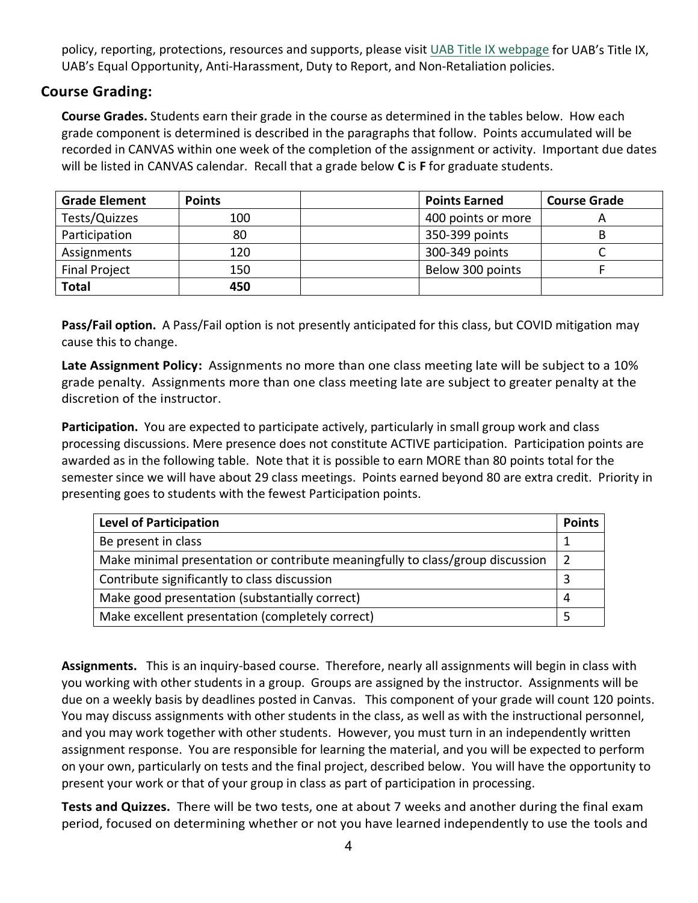policy, reporting, protections, resources and supports, please visit [UAB Title IX webpage] for UAB's Title IX, UAB's Equal Opportunity, Anti-Harassment, Duty to Report, and Non-Retaliation policies.

## Course Grading:

**Course Grades.** Students earn their grade in the course as determined in the tables below. How each grade component is determined is described in the paragraphs that follow. Points accumulated will be recorded in CANVAS within one week of the completion of the assignment or activity. Important due dates will be listed in CANVAS calendar. Recall that a grade below **C** is **F** for graduate students.

| Grade Element | Points | | Points Earned | Course Grade |
|---|---|---|---|---|
| Tests/Quizzes | 100 | | 400 points or more | A |
| Participation | 80 | | 350-399 points | B |
| Assignments | 120 | | 300-349 points | C |
| Final Project | 150 | | Below 300 points | F |
| **Total** | **450** | | | |

**Pass/Fail option.** A Pass/Fail option is not presently anticipated for this class, but COVID mitigation may cause this to change.

**Late Assignment Policy:** Assignments no more than one class meeting late will be subject to a 10% grade penalty. Assignments more than one class meeting late are subject to greater penalty at the discretion of the instructor.

**Participation.** You are expected to participate actively, particularly in small group work and class processing discussions. Mere presence does not constitute ACTIVE participation. Participation points are awarded as in the following table. Note that it is possible to earn MORE than 80 points total for the semester since we will have about 29 class meetings. Points earned beyond 80 are extra credit. Priority in presenting goes to students with the fewest Participation points.

| Level of Participation | Points |
|---|---|
| Be present in class | 1 |
| Make minimal presentation or contribute meaningfully to class/group discussion | 2 |
| Contribute significantly to class discussion | 3 |
| Make good presentation (substantially correct) | 4 |
| Make excellent presentation (completely correct) | 5 |

**Assignments.** This is an inquiry-based course. Therefore, nearly all assignments will begin in class with you working with other students in a group. Groups are assigned by the instructor. Assignments will be due on a weekly basis by deadlines posted in Canvas. This component of your grade will count 120 points. You may discuss assignments with other students in the class, as well as with the instructional personnel, and you may work together with other students. However, you must turn in an independently written assignment response. You are responsible for learning the material, and you will be expected to perform on your own, particularly on tests and the final project, described below. You will have the opportunity to present your work or that of your group in class as part of participation in processing.

**Tests and Quizzes.** There will be two tests, one at about 7 weeks and another during the final exam period, focused on determining whether or not you have learned independently to use the tools and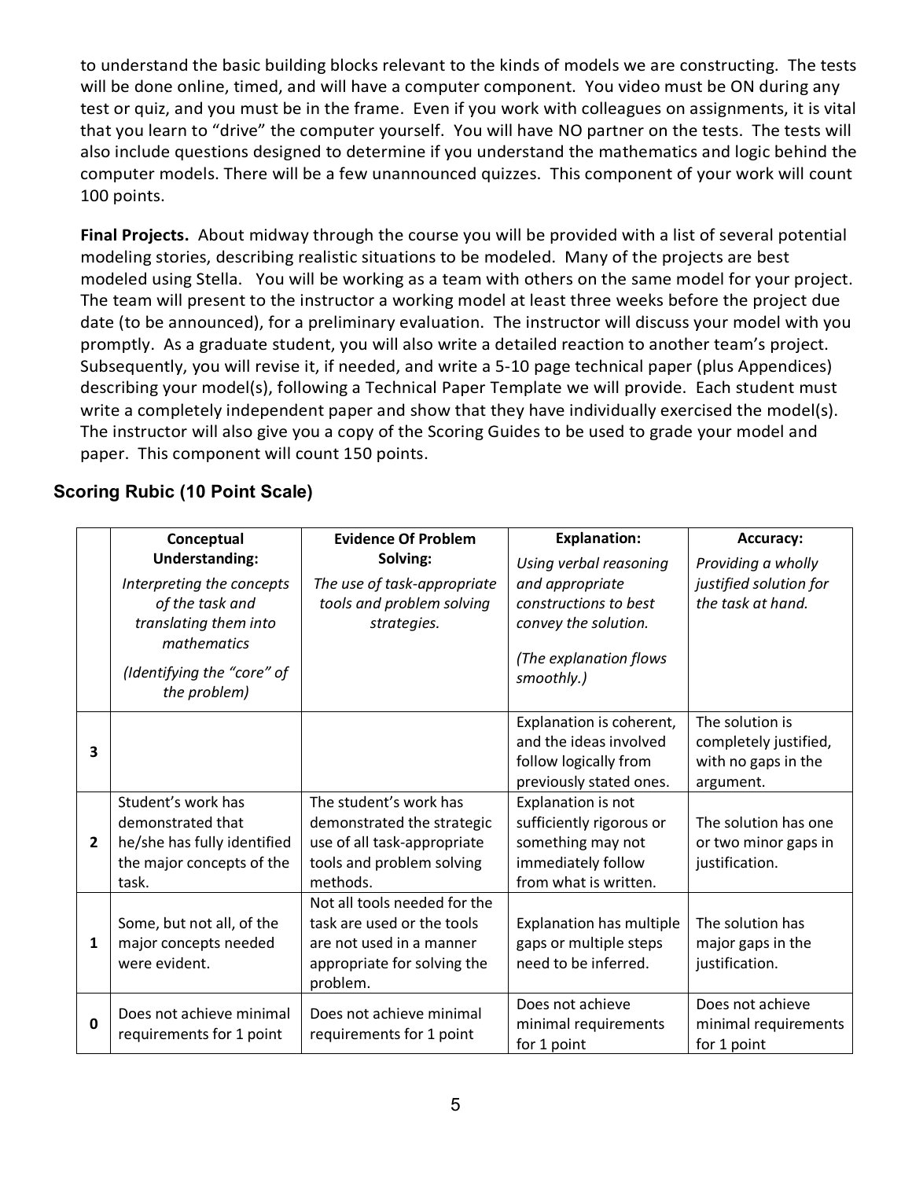to understand the basic building blocks relevant to the kinds of models we are constructing. The tests will be done online, timed, and will have a computer component. You video must be ON during any test or quiz, and you must be in the frame. Even if you work with colleagues on assignments, it is vital that you learn to "drive" the computer yourself. You will have NO partner on the tests. The tests will also include questions designed to determine if you understand the mathematics and logic behind the computer models. There will be a few unannounced quizzes. This component of your work will count 100 points.

**Final Projects.** About midway through the course you will be provided with a list of several potential modeling stories, describing realistic situations to be modeled. Many of the projects are best modeled using Stella. You will be working as a team with others on the same model for your project. The team will present to the instructor a working model at least three weeks before the project due date (to be announced), for a preliminary evaluation. The instructor will discuss your model with you promptly. As a graduate student, you will also write a detailed reaction to another team's project. Subsequently, you will revise it, if needed, and write a 5-10 page technical paper (plus Appendices) describing your model(s), following a Technical Paper Template we will provide. Each student must write a completely independent paper and show that they have individually exercised the model(s). The instructor will also give you a copy of the Scoring Guides to be used to grade your model and paper. This component will count 150 points.

## Scoring Rubic (10 Point Scale)

| | **Conceptual Understanding:** *Interpreting the concepts of the task and translating them into mathematics* *(Identifying the "core" of the problem)* | **Evidence Of Problem Solving:** *The use of task-appropriate tools and problem solving strategies.* | **Explanation:** *Using verbal reasoning and appropriate constructions to best convey the solution.* *(The explanation flows smoothly.)* | **Accuracy:** *Providing a wholly justified solution for the task at hand.* |
|---|---|---|---|---|
| **3** | | | Explanation is coherent, and the ideas involved follow logically from previously stated ones. | The solution is completely justified, with no gaps in the argument. |
| **2** | Student's work has demonstrated that he/she has fully identified the major concepts of the task. | The student's work has demonstrated the strategic use of all task-appropriate tools and problem solving methods. | Explanation is not sufficiently rigorous or something may not immediately follow from what is written. | The solution has one or two minor gaps in justification. |
| **1** | Some, but not all, of the major concepts needed were evident. | Not all tools needed for the task are used or the tools are not used in a manner appropriate for solving the problem. | Explanation has multiple gaps or multiple steps need to be inferred. | The solution has major gaps in the justification. |
| **0** | Does not achieve minimal requirements for 1 point | Does not achieve minimal requirements for 1 point | Does not achieve minimal requirements for 1 point | Does not achieve minimal requirements for 1 point |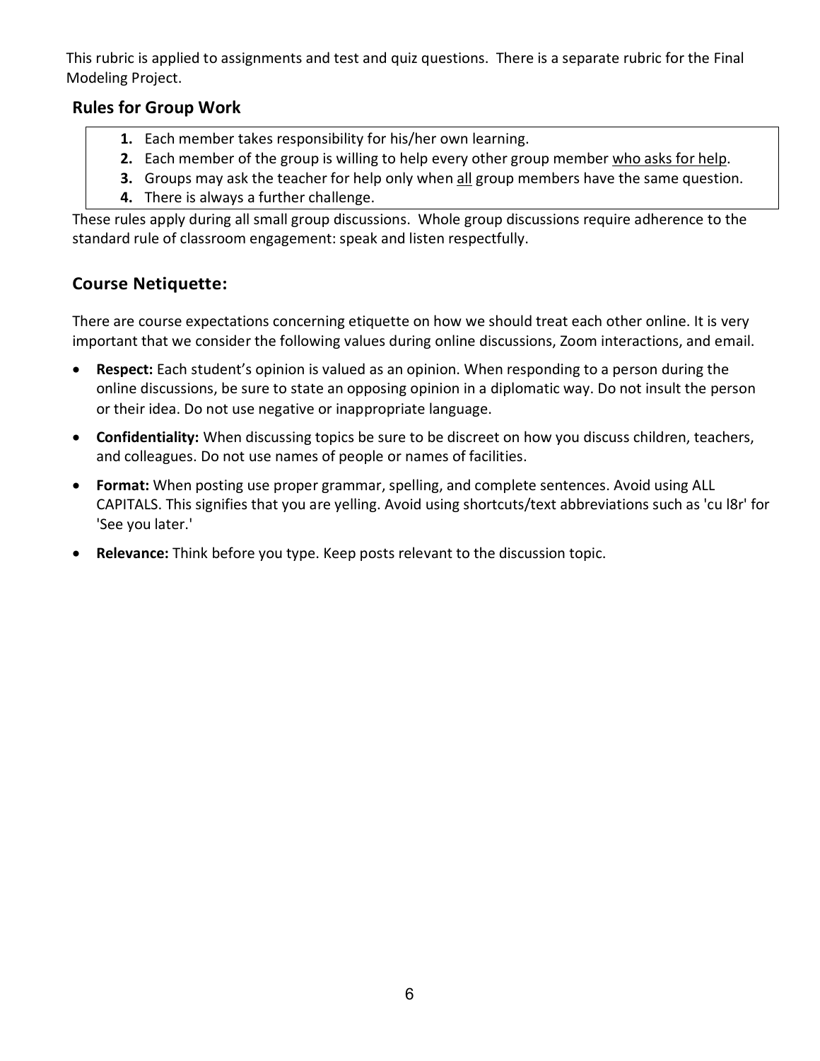This rubric is applied to assignments and test and quiz questions. There is a separate rubric for the Final Modeling Project.

## Rules for Group Work

1. Each member takes responsibility for his/her own learning.
2. Each member of the group is willing to help every other group member <u>who asks for help</u>.
3. Groups may ask the teacher for help only when <u>all</u> group members have the same question.
4. There is always a further challenge.

These rules apply during all small group discussions. Whole group discussions require adherence to the standard rule of classroom engagement: speak and listen respectfully.

## Course Netiquette:

There are course expectations concerning etiquette on how we should treat each other online. It is very important that we consider the following values during online discussions, Zoom interactions, and email.

- **Respect:** Each student's opinion is valued as an opinion. When responding to a person during the online discussions, be sure to state an opposing opinion in a diplomatic way. Do not insult the person or their idea. Do not use negative or inappropriate language.
- **Confidentiality:** When discussing topics be sure to be discreet on how you discuss children, teachers, and colleagues. Do not use names of people or names of facilities.
- **Format:** When posting use proper grammar, spelling, and complete sentences. Avoid using ALL CAPITALS. This signifies that you are yelling. Avoid using shortcuts/text abbreviations such as 'cu l8r' for 'See you later.'
- **Relevance:** Think before you type. Keep posts relevant to the discussion topic.